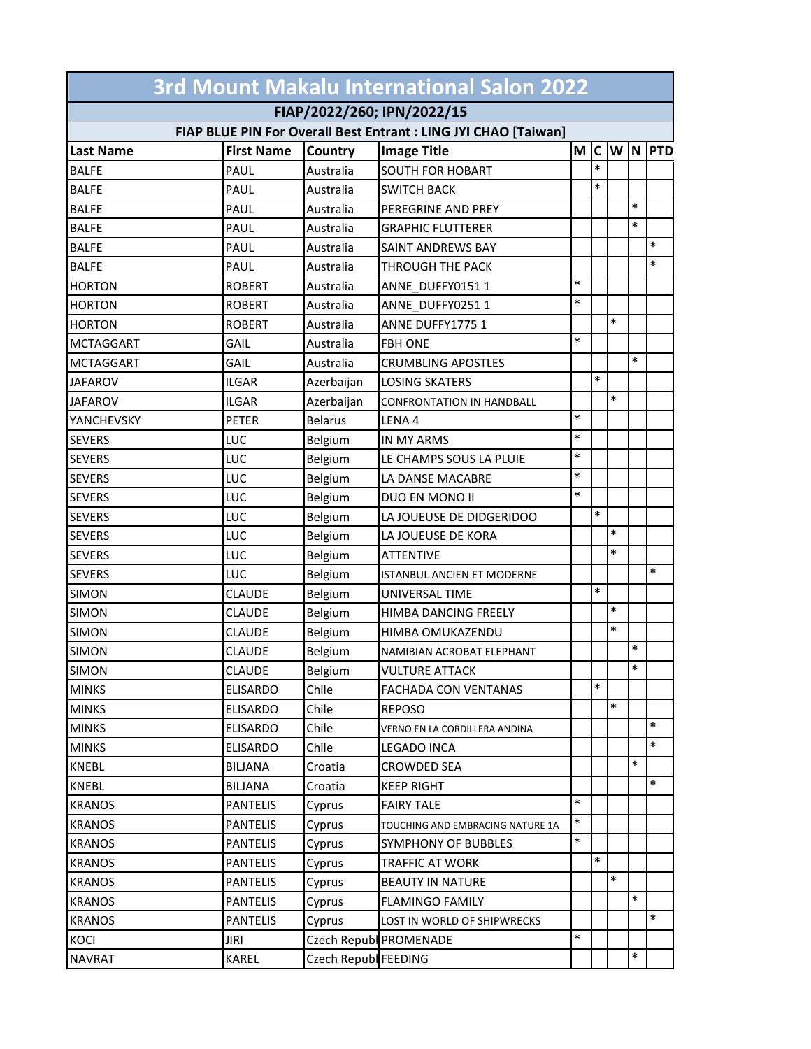# 3rd Mount Makalu International Salon 2022

## FIAP/2022/260; IPN/2022/15

### FIAP BLUE PIN For Overall Best Entrant : LING JYI CHAO [Taiwan]

| Last Name | First Name | Country | Image Title | M | C | W | N | PTD |
|---|---|---|---|---|---|---|---|---|
| BALFE | PAUL | Australia | SOUTH FOR HOBART | | * | | | |
| BALFE | PAUL | Australia | SWITCH BACK | | * | | | |
| BALFE | PAUL | Australia | PEREGRINE AND PREY | | | | * | |
| BALFE | PAUL | Australia | GRAPHIC FLUTTERER | | | | * | |
| BALFE | PAUL | Australia | SAINT ANDREWS BAY | | | | | * |
| BALFE | PAUL | Australia | THROUGH THE PACK | | | | | * |
| HORTON | ROBERT | Australia | ANNE_DUFFY0151 1 | * | | | | |
| HORTON | ROBERT | Australia | ANNE_DUFFY0251 1 | * | | | | |
| HORTON | ROBERT | Australia | ANNE DUFFY1775 1 | | | * | | |
| MCTAGGART | GAIL | Australia | FBH ONE | * | | | | |
| MCTAGGART | GAIL | Australia | CRUMBLING APOSTLES | | | | * | |
| JAFAROV | ILGAR | Azerbaijan | LOSING SKATERS | | * | | | |
| JAFAROV | ILGAR | Azerbaijan | CONFRONTATION IN HANDBALL | | | * | | |
| YANCHEVSKY | PETER | Belarus | LENA 4 | * | | | | |
| SEVERS | LUC | Belgium | IN MY ARMS | * | | | | |
| SEVERS | LUC | Belgium | LE CHAMPS SOUS LA PLUIE | * | | | | |
| SEVERS | LUC | Belgium | LA DANSE MACABRE | * | | | | |
| SEVERS | LUC | Belgium | DUO EN MONO II | * | | | | |
| SEVERS | LUC | Belgium | LA JOUEUSE DE DIDGERIDOO | | * | | | |
| SEVERS | LUC | Belgium | LA JOUEUSE DE KORA | | | * | | |
| SEVERS | LUC | Belgium | ATTENTIVE | | | * | | |
| SEVERS | LUC | Belgium | ISTANBUL ANCIEN ET MODERNE | | | | | * |
| SIMON | CLAUDE | Belgium | UNIVERSAL TIME | | * | | | |
| SIMON | CLAUDE | Belgium | HIMBA DANCING FREELY | | | * | | |
| SIMON | CLAUDE | Belgium | HIMBA OMUKAZENDU | | | * | | |
| SIMON | CLAUDE | Belgium | NAMIBIAN ACROBAT ELEPHANT | | | | * | |
| SIMON | CLAUDE | Belgium | VULTURE ATTACK | | | | * | |
| MINKS | ELISARDO | Chile | FACHADA CON VENTANAS | | * | | | |
| MINKS | ELISARDO | Chile | REPOSO | | | * | | |
| MINKS | ELISARDO | Chile | VERNO EN LA CORDILLERA ANDINA | | | | | * |
| MINKS | ELISARDO | Chile | LEGADO INCA | | | | | * |
| KNEBL | BILJANA | Croatia | CROWDED SEA | | | | * | |
| KNEBL | BILJANA | Croatia | KEEP RIGHT | | | | | * |
| KRANOS | PANTELIS | Cyprus | FAIRY TALE | * | | | | |
| KRANOS | PANTELIS | Cyprus | TOUCHING AND EMBRACING NATURE 1A | * | | | | |
| KRANOS | PANTELIS | Cyprus | SYMPHONY OF BUBBLES | * | | | | |
| KRANOS | PANTELIS | Cyprus | TRAFFIC AT WORK | | * | | | |
| KRANOS | PANTELIS | Cyprus | BEAUTY IN NATURE | | | * | | |
| KRANOS | PANTELIS | Cyprus | FLAMINGO FAMILY | | | | * | |
| KRANOS | PANTELIS | Cyprus | LOST IN WORLD OF SHIPWRECKS | | | | | * |
| KOCI | JIRI | Czech Republ | PROMENADE | * | | | | |
| NAVRAT | KAREL | Czech Republ | FEEDING | | | | * | |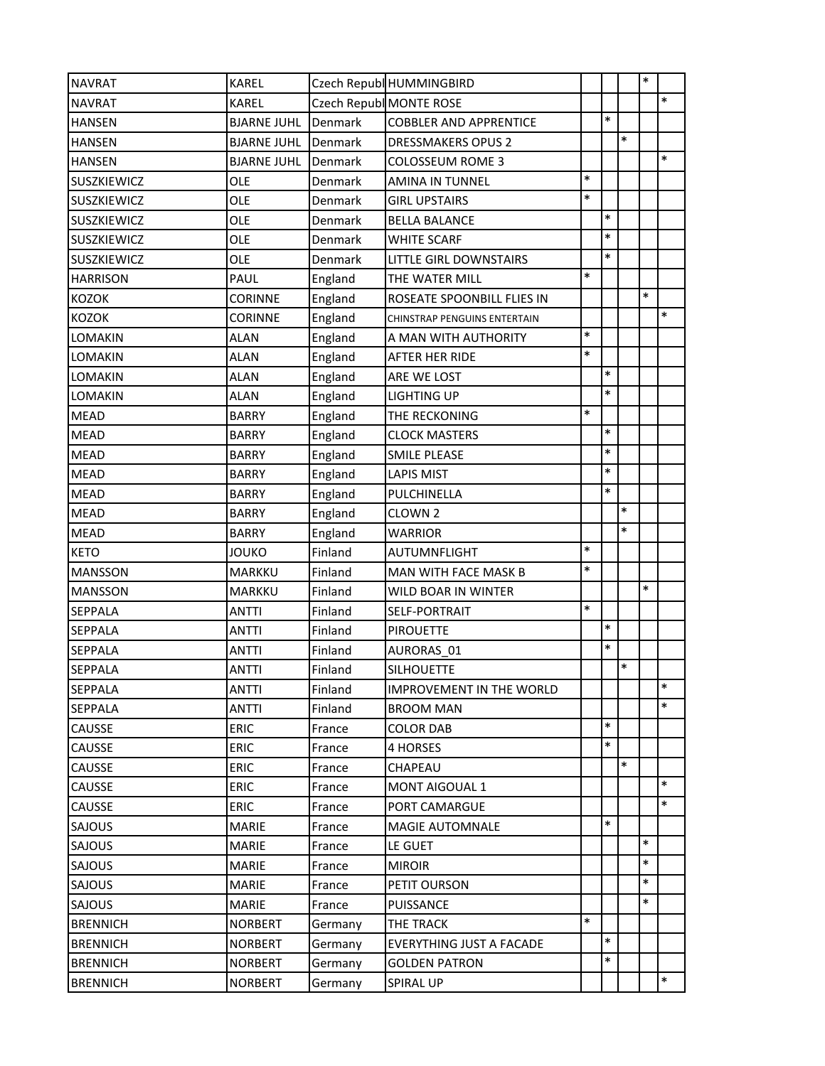| | | | | | | | | |
|---|---|---|---|---|---|---|---|---|
| NAVRAT | KAREL | Czech Republ | HUMMINGBIRD | | | | * | |
| NAVRAT | KAREL | Czech Republ | MONTE ROSE | | | | | * |
| HANSEN | BJARNE JUHL | Denmark | COBBLER AND APPRENTICE | | * | | | |
| HANSEN | BJARNE JUHL | Denmark | DRESSMAKERS OPUS 2 | | | * | | |
| HANSEN | BJARNE JUHL | Denmark | COLOSSEUM ROME 3 | | | | | * |
| SUSZKIEWICZ | OLE | Denmark | AMINA IN TUNNEL | * | | | | |
| SUSZKIEWICZ | OLE | Denmark | GIRL UPSTAIRS | * | | | | |
| SUSZKIEWICZ | OLE | Denmark | BELLA BALANCE | | * | | | |
| SUSZKIEWICZ | OLE | Denmark | WHITE SCARF | | * | | | |
| SUSZKIEWICZ | OLE | Denmark | LITTLE GIRL DOWNSTAIRS | | * | | | |
| HARRISON | PAUL | England | THE WATER MILL | * | | | | |
| KOZOK | CORINNE | England | ROSEATE SPOONBILL FLIES IN | | | | * | |
| KOZOK | CORINNE | England | CHINSTRAP PENGUINS ENTERTAIN | | | | | * |
| LOMAKIN | ALAN | England | A MAN WITH AUTHORITY | * | | | | |
| LOMAKIN | ALAN | England | AFTER HER RIDE | * | | | | |
| LOMAKIN | ALAN | England | ARE WE LOST | | * | | | |
| LOMAKIN | ALAN | England | LIGHTING UP | | * | | | |
| MEAD | BARRY | England | THE RECKONING | * | | | | |
| MEAD | BARRY | England | CLOCK MASTERS | | * | | | |
| MEAD | BARRY | England | SMILE PLEASE | | * | | | |
| MEAD | BARRY | England | LAPIS MIST | | * | | | |
| MEAD | BARRY | England | PULCHINELLA | | * | | | |
| MEAD | BARRY | England | CLOWN 2 | | | * | | |
| MEAD | BARRY | England | WARRIOR | | | * | | |
| KETO | JOUKO | Finland | AUTUMNFLIGHT | * | | | | |
| MANSSON | MARKKU | Finland | MAN WITH FACE MASK B | * | | | | |
| MANSSON | MARKKU | Finland | WILD BOAR IN WINTER | | | | * | |
| SEPPALA | ANTTI | Finland | SELF-PORTRAIT | * | | | | |
| SEPPALA | ANTTI | Finland | PIROUETTE | | * | | | |
| SEPPALA | ANTTI | Finland | AURORAS_01 | | * | | | |
| SEPPALA | ANTTI | Finland | SILHOUETTE | | | * | | |
| SEPPALA | ANTTI | Finland | IMPROVEMENT IN THE WORLD | | | | | * |
| SEPPALA | ANTTI | Finland | BROOM MAN | | | | | * |
| CAUSSE | ERIC | France | COLOR DAB | | * | | | |
| CAUSSE | ERIC | France | 4 HORSES | | * | | | |
| CAUSSE | ERIC | France | CHAPEAU | | | * | | |
| CAUSSE | ERIC | France | MONT AIGOUAL 1 | | | | | * |
| CAUSSE | ERIC | France | PORT CAMARGUE | | | | | * |
| SAJOUS | MARIE | France | MAGIE AUTOMNALE | | * | | | |
| SAJOUS | MARIE | France | LE GUET | | | | * | |
| SAJOUS | MARIE | France | MIROIR | | | | * | |
| SAJOUS | MARIE | France | PETIT OURSON | | | | * | |
| SAJOUS | MARIE | France | PUISSANCE | | | | * | |
| BRENNICH | NORBERT | Germany | THE TRACK | * | | | | |
| BRENNICH | NORBERT | Germany | EVERYTHING JUST A FACADE | | * | | | |
| BRENNICH | NORBERT | Germany | GOLDEN PATRON | | * | | | |
| BRENNICH | NORBERT | Germany | SPIRAL UP | | | | | * |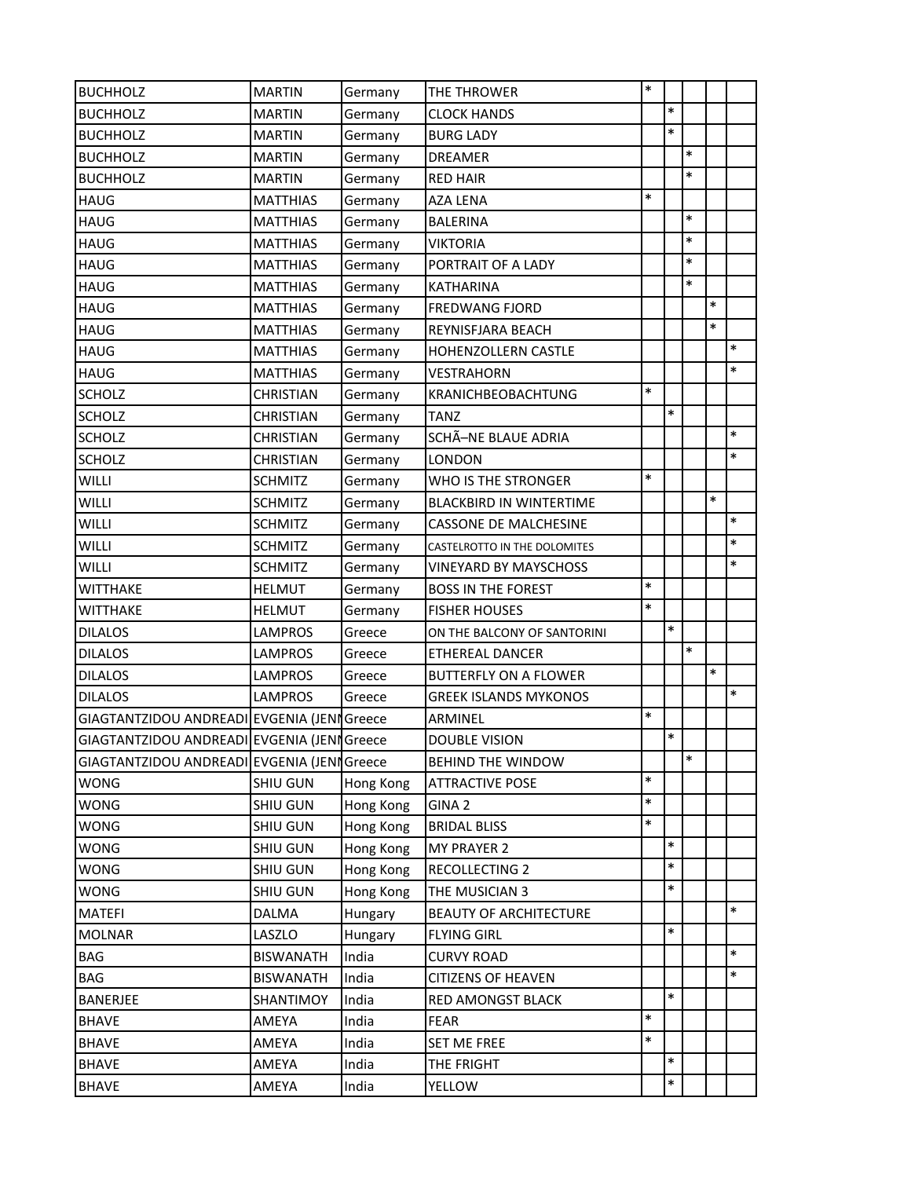| | | | | | | | | |
|---|---|---|---|---|---|---|---|---|
| BUCHHOLZ | MARTIN | Germany | THE THROWER | * | | | | |
| BUCHHOLZ | MARTIN | Germany | CLOCK HANDS | | * | | | |
| BUCHHOLZ | MARTIN | Germany | BURG LADY | | * | | | |
| BUCHHOLZ | MARTIN | Germany | DREAMER | | | * | | |
| BUCHHOLZ | MARTIN | Germany | RED HAIR | | | * | | |
| HAUG | MATTHIAS | Germany | AZA LENA | * | | | | |
| HAUG | MATTHIAS | Germany | BALERINA | | | * | | |
| HAUG | MATTHIAS | Germany | VIKTORIA | | | * | | |
| HAUG | MATTHIAS | Germany | PORTRAIT OF A LADY | | | * | | |
| HAUG | MATTHIAS | Germany | KATHARINA | | | * | | |
| HAUG | MATTHIAS | Germany | FREDWANG FJORD | | | | * | |
| HAUG | MATTHIAS | Germany | REYNISFJARA BEACH | | | | * | |
| HAUG | MATTHIAS | Germany | HOHENZOLLERN CASTLE | | | | | * |
| HAUG | MATTHIAS | Germany | VESTRAHORN | | | | | * |
| SCHOLZ | CHRISTIAN | Germany | KRANICHBEOBACHTUNG | * | | | | |
| SCHOLZ | CHRISTIAN | Germany | TANZ | | * | | | |
| SCHOLZ | CHRISTIAN | Germany | SCHÃ–NE BLAUE ADRIA | | | | | * |
| SCHOLZ | CHRISTIAN | Germany | LONDON | | | | | * |
| WILLI | SCHMITZ | Germany | WHO IS THE STRONGER | * | | | | |
| WILLI | SCHMITZ | Germany | BLACKBIRD IN WINTERTIME | | | | * | |
| WILLI | SCHMITZ | Germany | CASSONE DE MALCHESINE | | | | | * |
| WILLI | SCHMITZ | Germany | CASTELROTTO IN THE DOLOMITES | | | | | * |
| WILLI | SCHMITZ | Germany | VINEYARD BY MAYSCHOSS | | | | | * |
| WITTHAKE | HELMUT | Germany | BOSS IN THE FOREST | * | | | | |
| WITTHAKE | HELMUT | Germany | FISHER HOUSES | * | | | | |
| DILALOS | LAMPROS | Greece | ON THE BALCONY OF SANTORINI | | * | | | |
| DILALOS | LAMPROS | Greece | ETHEREAL DANCER | | | * | | |
| DILALOS | LAMPROS | Greece | BUTTERFLY ON A FLOWER | | | | * | |
| DILALOS | LAMPROS | Greece | GREEK ISLANDS MYKONOS | | | | | * |
| GIAGTANTZIDOU ANDREADI | EVGENIA (JENI | Greece | ARMINEL | * | | | | |
| GIAGTANTZIDOU ANDREADI | EVGENIA (JENI | Greece | DOUBLE VISION | | * | | | |
| GIAGTANTZIDOU ANDREADI | EVGENIA (JENI | Greece | BEHIND THE WINDOW | | | * | | |
| WONG | SHIU GUN | Hong Kong | ATTRACTIVE POSE | * | | | | |
| WONG | SHIU GUN | Hong Kong | GINA 2 | * | | | | |
| WONG | SHIU GUN | Hong Kong | BRIDAL BLISS | * | | | | |
| WONG | SHIU GUN | Hong Kong | MY PRAYER 2 | | * | | | |
| WONG | SHIU GUN | Hong Kong | RECOLLECTING 2 | | * | | | |
| WONG | SHIU GUN | Hong Kong | THE MUSICIAN 3 | | * | | | |
| MATEFI | DALMA | Hungary | BEAUTY OF ARCHITECTURE | | | | | * |
| MOLNAR | LASZLO | Hungary | FLYING GIRL | | * | | | |
| BAG | BISWANATH | India | CURVY ROAD | | | | | * |
| BAG | BISWANATH | India | CITIZENS OF HEAVEN | | | | | * |
| BANERJEE | SHANTIMOY | India | RED AMONGST BLACK | | * | | | |
| BHAVE | AMEYA | India | FEAR | * | | | | |
| BHAVE | AMEYA | India | SET ME FREE | * | | | | |
| BHAVE | AMEYA | India | THE FRIGHT | | * | | | |
| BHAVE | AMEYA | India | YELLOW | | * | | | |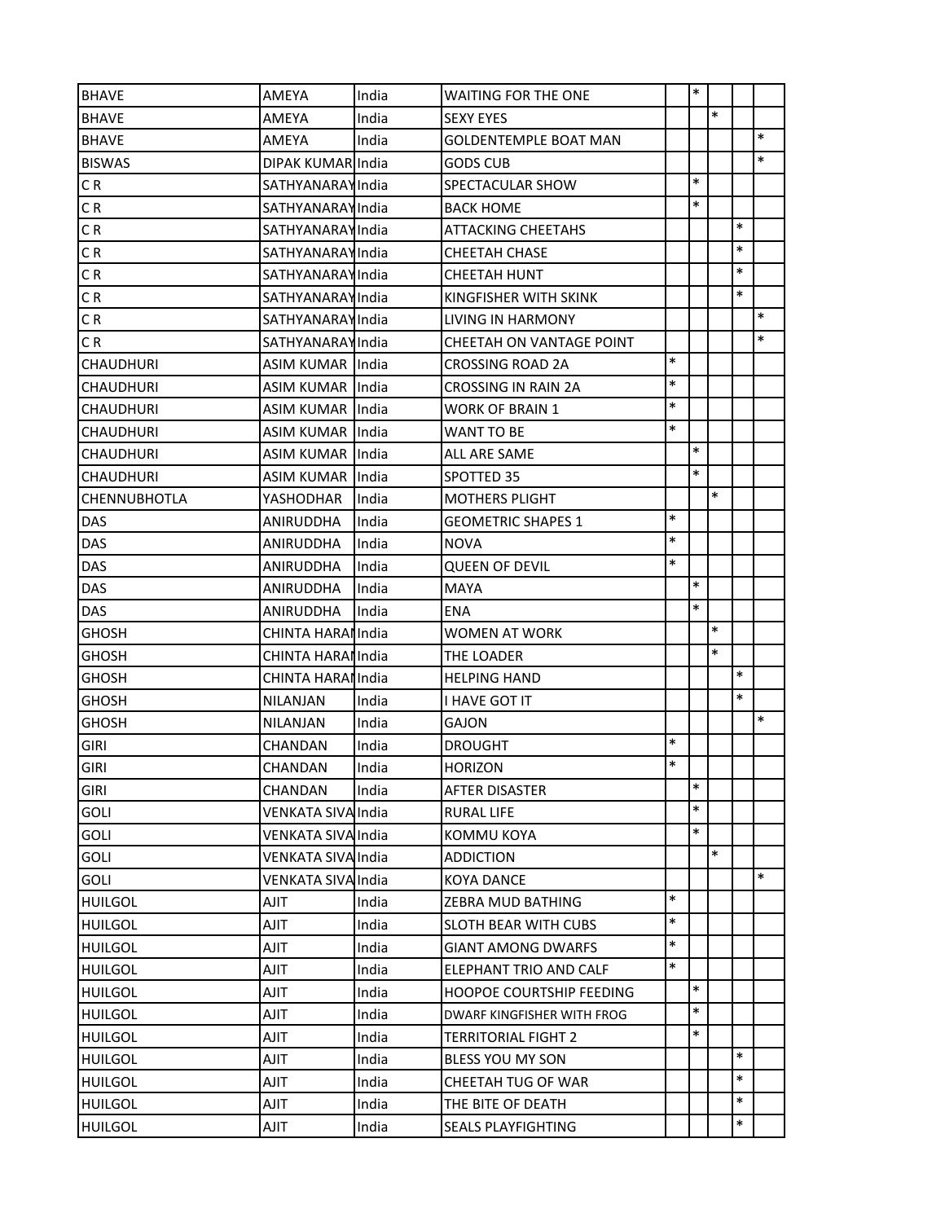| | | | | | | | | |
|---|---|---|---|---|---|---|---|---|
| BHAVE | AMEYA | India | WAITING FOR THE ONE | | * | | | |
| BHAVE | AMEYA | India | SEXY EYES | | | * | | |
| BHAVE | AMEYA | India | GOLDENTEMPLE BOAT MAN | | | | | * |
| BISWAS | DIPAK KUMAR | India | GODS CUB | | | | | * |
| C R | SATHYANARAY | India | SPECTACULAR SHOW | | * | | | |
| C R | SATHYANARAY | India | BACK HOME | | * | | | |
| C R | SATHYANARAY | India | ATTACKING CHEETAHS | | | | * | |
| C R | SATHYANARAY | India | CHEETAH CHASE | | | | * | |
| C R | SATHYANARAY | India | CHEETAH HUNT | | | | * | |
| C R | SATHYANARAY | India | KINGFISHER WITH SKINK | | | | * | |
| C R | SATHYANARAY | India | LIVING IN HARMONY | | | | | * |
| C R | SATHYANARAY | India | CHEETAH ON VANTAGE POINT | | | | | * |
| CHAUDHURI | ASIM KUMAR | India | CROSSING ROAD 2A | * | | | | |
| CHAUDHURI | ASIM KUMAR | India | CROSSING IN RAIN 2A | * | | | | |
| CHAUDHURI | ASIM KUMAR | India | WORK OF BRAIN 1 | * | | | | |
| CHAUDHURI | ASIM KUMAR | India | WANT TO BE | * | | | | |
| CHAUDHURI | ASIM KUMAR | India | ALL ARE SAME | | * | | | |
| CHAUDHURI | ASIM KUMAR | India | SPOTTED 35 | | * | | | |
| CHENNUBHOTLA | YASHODHAR | India | MOTHERS PLIGHT | | | * | | |
| DAS | ANIRUDDHA | India | GEOMETRIC SHAPES 1 | * | | | | |
| DAS | ANIRUDDHA | India | NOVA | * | | | | |
| DAS | ANIRUDDHA | India | QUEEN OF DEVIL | * | | | | |
| DAS | ANIRUDDHA | India | MAYA | | * | | | |
| DAS | ANIRUDDHA | India | ENA | | * | | | |
| GHOSH | CHINTA HARAI | India | WOMEN AT WORK | | | * | | |
| GHOSH | CHINTA HARAI | India | THE LOADER | | | * | | |
| GHOSH | CHINTA HARAI | India | HELPING HAND | | | | * | |
| GHOSH | NILANJAN | India | I HAVE GOT IT | | | | * | |
| GHOSH | NILANJAN | India | GAJON | | | | | * |
| GIRI | CHANDAN | India | DROUGHT | * | | | | |
| GIRI | CHANDAN | India | HORIZON | * | | | | |
| GIRI | CHANDAN | India | AFTER DISASTER | | * | | | |
| GOLI | VENKATA SIVA | India | RURAL LIFE | | * | | | |
| GOLI | VENKATA SIVA | India | KOMMU KOYA | | * | | | |
| GOLI | VENKATA SIVA | India | ADDICTION | | | * | | |
| GOLI | VENKATA SIVA | India | KOYA DANCE | | | | | * |
| HUILGOL | AJIT | India | ZEBRA MUD BATHING | * | | | | |
| HUILGOL | AJIT | India | SLOTH BEAR WITH CUBS | * | | | | |
| HUILGOL | AJIT | India | GIANT AMONG DWARFS | * | | | | |
| HUILGOL | AJIT | India | ELEPHANT TRIO AND CALF | * | | | | |
| HUILGOL | AJIT | India | HOOPOE COURTSHIP FEEDING | | * | | | |
| HUILGOL | AJIT | India | DWARF KINGFISHER WITH FROG | | * | | | |
| HUILGOL | AJIT | India | TERRITORIAL FIGHT 2 | | * | | | |
| HUILGOL | AJIT | India | BLESS YOU MY SON | | | | * | |
| HUILGOL | AJIT | India | CHEETAH TUG OF WAR | | | | * | |
| HUILGOL | AJIT | India | THE BITE OF DEATH | | | | * | |
| HUILGOL | AJIT | India | SEALS PLAYFIGHTING | | | | * | |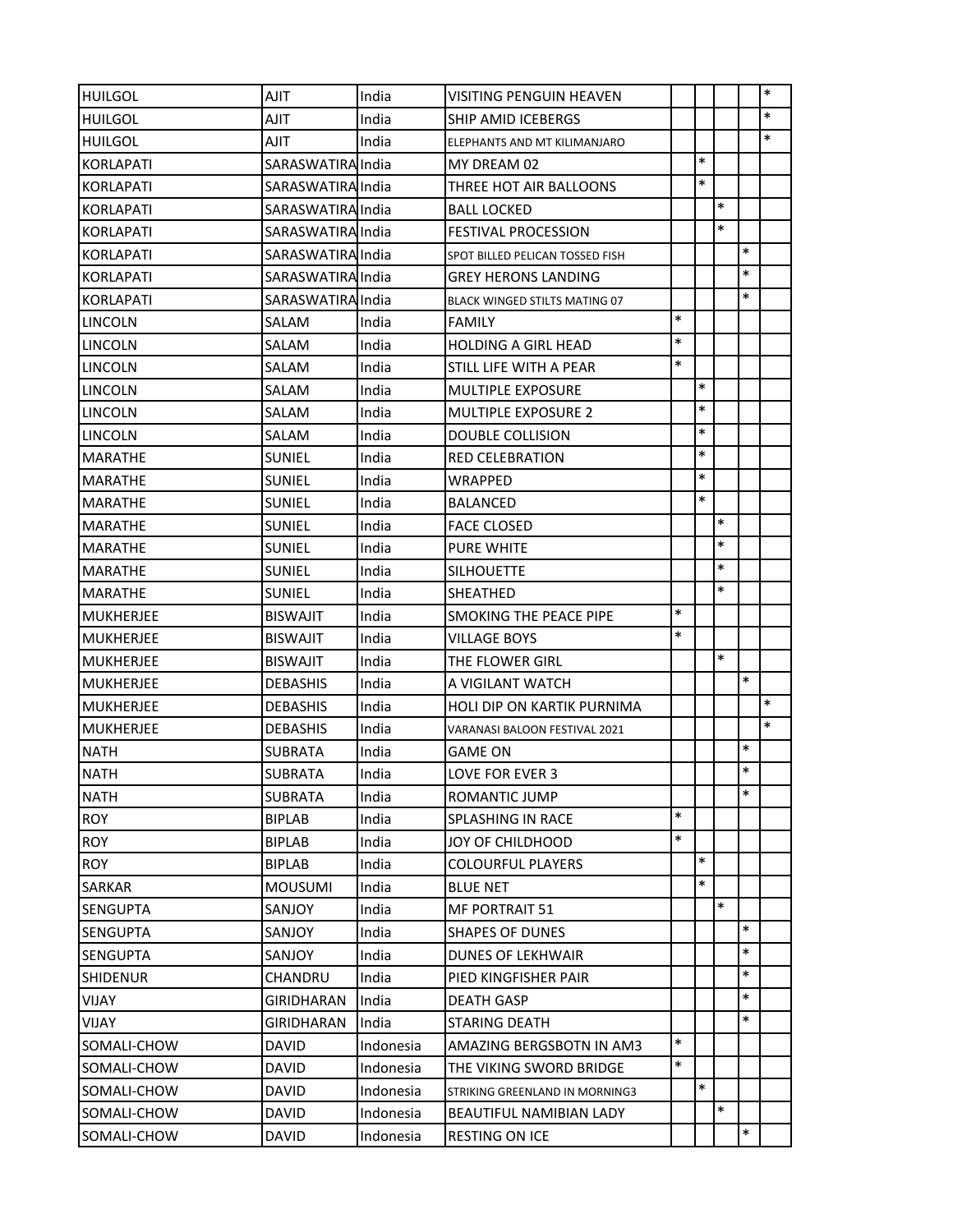| | | | | | | | | |
|---|---|---|---|---|---|---|---|---|
| HUILGOL | AJIT | India | VISITING PENGUIN HEAVEN | | | | | * |
| HUILGOL | AJIT | India | SHIP AMID ICEBERGS | | | | | * |
| HUILGOL | AJIT | India | ELEPHANTS AND MT KILIMANJARO | | | | | * |
| KORLAPATI | SARASWATIRA | India | MY DREAM 02 | | * | | | |
| KORLAPATI | SARASWATIRA | India | THREE HOT AIR BALLOONS | | * | | | |
| KORLAPATI | SARASWATIRA | India | BALL LOCKED | | | * | | |
| KORLAPATI | SARASWATIRA | India | FESTIVAL PROCESSION | | | * | | |
| KORLAPATI | SARASWATIRA | India | SPOT BILLED PELICAN TOSSED FISH | | | | * | |
| KORLAPATI | SARASWATIRA | India | GREY HERONS LANDING | | | | * | |
| KORLAPATI | SARASWATIRA | India | BLACK WINGED STILTS MATING 07 | | | | * | |
| LINCOLN | SALAM | India | FAMILY | * | | | | |
| LINCOLN | SALAM | India | HOLDING A GIRL HEAD | * | | | | |
| LINCOLN | SALAM | India | STILL LIFE WITH A PEAR | * | | | | |
| LINCOLN | SALAM | India | MULTIPLE EXPOSURE | | * | | | |
| LINCOLN | SALAM | India | MULTIPLE EXPOSURE 2 | | * | | | |
| LINCOLN | SALAM | India | DOUBLE COLLISION | | * | | | |
| MARATHE | SUNIEL | India | RED CELEBRATION | | * | | | |
| MARATHE | SUNIEL | India | WRAPPED | | * | | | |
| MARATHE | SUNIEL | India | BALANCED | | * | | | |
| MARATHE | SUNIEL | India | FACE CLOSED | | | * | | |
| MARATHE | SUNIEL | India | PURE WHITE | | | * | | |
| MARATHE | SUNIEL | India | SILHOUETTE | | | * | | |
| MARATHE | SUNIEL | India | SHEATHED | | | * | | |
| MUKHERJEE | BISWAJIT | India | SMOKING THE PEACE PIPE | * | | | | |
| MUKHERJEE | BISWAJIT | India | VILLAGE BOYS | * | | | | |
| MUKHERJEE | BISWAJIT | India | THE FLOWER GIRL | | | * | | |
| MUKHERJEE | DEBASHIS | India | A VIGILANT WATCH | | | | * | |
| MUKHERJEE | DEBASHIS | India | HOLI DIP ON KARTIK PURNIMA | | | | | * |
| MUKHERJEE | DEBASHIS | India | VARANASI BALOON FESTIVAL 2021 | | | | | * |
| NATH | SUBRATA | India | GAME ON | | | | * | |
| NATH | SUBRATA | India | LOVE FOR EVER 3 | | | | * | |
| NATH | SUBRATA | India | ROMANTIC JUMP | | | | * | |
| ROY | BIPLAB | India | SPLASHING IN RACE | * | | | | |
| ROY | BIPLAB | India | JOY OF CHILDHOOD | * | | | | |
| ROY | BIPLAB | India | COLOURFUL PLAYERS | | * | | | |
| SARKAR | MOUSUMI | India | BLUE NET | | * | | | |
| SENGUPTA | SANJOY | India | MF PORTRAIT 51 | | | * | | |
| SENGUPTA | SANJOY | India | SHAPES OF DUNES | | | | * | |
| SENGUPTA | SANJOY | India | DUNES OF LEKHWAIR | | | | * | |
| SHIDENUR | CHANDRU | India | PIED KINGFISHER PAIR | | | | * | |
| VIJAY | GIRIDHARAN | India | DEATH GASP | | | | * | |
| VIJAY | GIRIDHARAN | India | STARING DEATH | | | | * | |
| SOMALI-CHOW | DAVID | Indonesia | AMAZING BERGSBOTN IN AM3 | * | | | | |
| SOMALI-CHOW | DAVID | Indonesia | THE VIKING SWORD BRIDGE | * | | | | |
| SOMALI-CHOW | DAVID | Indonesia | STRIKING GREENLAND IN MORNING3 | | * | | | |
| SOMALI-CHOW | DAVID | Indonesia | BEAUTIFUL NAMIBIAN LADY | | | * | | |
| SOMALI-CHOW | DAVID | Indonesia | RESTING ON ICE | | | | * | |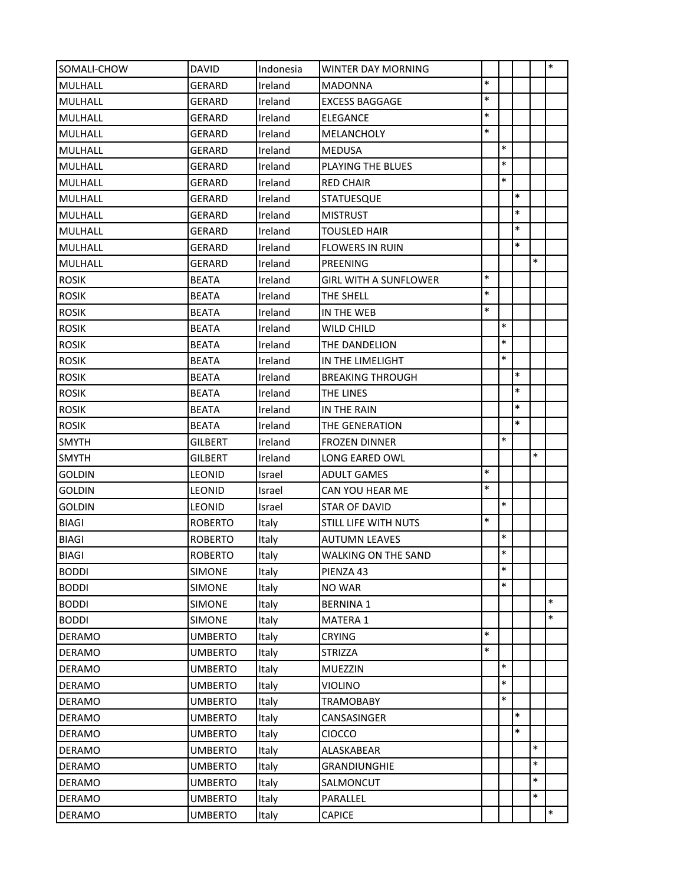| | | | | | | | | |
|---|---|---|---|---|---|---|---|---|
| SOMALI-CHOW | DAVID | Indonesia | WINTER DAY MORNING | | | | | * |
| MULHALL | GERARD | Ireland | MADONNA | * | | | | |
| MULHALL | GERARD | Ireland | EXCESS BAGGAGE | * | | | | |
| MULHALL | GERARD | Ireland | ELEGANCE | * | | | | |
| MULHALL | GERARD | Ireland | MELANCHOLY | * | | | | |
| MULHALL | GERARD | Ireland | MEDUSA | | * | | | |
| MULHALL | GERARD | Ireland | PLAYING THE BLUES | | * | | | |
| MULHALL | GERARD | Ireland | RED CHAIR | | * | | | |
| MULHALL | GERARD | Ireland | STATUESQUE | | | * | | |
| MULHALL | GERARD | Ireland | MISTRUST | | | * | | |
| MULHALL | GERARD | Ireland | TOUSLED HAIR | | | * | | |
| MULHALL | GERARD | Ireland | FLOWERS IN RUIN | | | * | | |
| MULHALL | GERARD | Ireland | PREENING | | | | * | |
| ROSIK | BEATA | Ireland | GIRL WITH A SUNFLOWER | * | | | | |
| ROSIK | BEATA | Ireland | THE SHELL | * | | | | |
| ROSIK | BEATA | Ireland | IN THE WEB | * | | | | |
| ROSIK | BEATA | Ireland | WILD CHILD | | * | | | |
| ROSIK | BEATA | Ireland | THE DANDELION | | * | | | |
| ROSIK | BEATA | Ireland | IN THE LIMELIGHT | | * | | | |
| ROSIK | BEATA | Ireland | BREAKING THROUGH | | | * | | |
| ROSIK | BEATA | Ireland | THE LINES | | | * | | |
| ROSIK | BEATA | Ireland | IN THE RAIN | | | * | | |
| ROSIK | BEATA | Ireland | THE GENERATION | | | * | | |
| SMYTH | GILBERT | Ireland | FROZEN DINNER | | * | | | |
| SMYTH | GILBERT | Ireland | LONG EARED OWL | | | | * | |
| GOLDIN | LEONID | Israel | ADULT GAMES | * | | | | |
| GOLDIN | LEONID | Israel | CAN YOU HEAR ME | * | | | | |
| GOLDIN | LEONID | Israel | STAR OF DAVID | | * | | | |
| BIAGI | ROBERTO | Italy | STILL LIFE WITH NUTS | * | | | | |
| BIAGI | ROBERTO | Italy | AUTUMN LEAVES | | * | | | |
| BIAGI | ROBERTO | Italy | WALKING ON THE SAND | | * | | | |
| BODDI | SIMONE | Italy | PIENZA 43 | | * | | | |
| BODDI | SIMONE | Italy | NO WAR | | * | | | |
| BODDI | SIMONE | Italy | BERNINA 1 | | | | | * |
| BODDI | SIMONE | Italy | MATERA 1 | | | | | * |
| DERAMO | UMBERTO | Italy | CRYING | * | | | | |
| DERAMO | UMBERTO | Italy | STRIZZA | * | | | | |
| DERAMO | UMBERTO | Italy | MUEZZIN | | * | | | |
| DERAMO | UMBERTO | Italy | VIOLINO | | * | | | |
| DERAMO | UMBERTO | Italy | TRAMOBABY | | * | | | |
| DERAMO | UMBERTO | Italy | CANSASINGER | | | * | | |
| DERAMO | UMBERTO | Italy | CIOCCO | | | * | | |
| DERAMO | UMBERTO | Italy | ALASKABEAR | | | | * | |
| DERAMO | UMBERTO | Italy | GRANDIUNGHIE | | | | * | |
| DERAMO | UMBERTO | Italy | SALMONCUT | | | | * | |
| DERAMO | UMBERTO | Italy | PARALLEL | | | | * | |
| DERAMO | UMBERTO | Italy | CAPICE | | | | | * |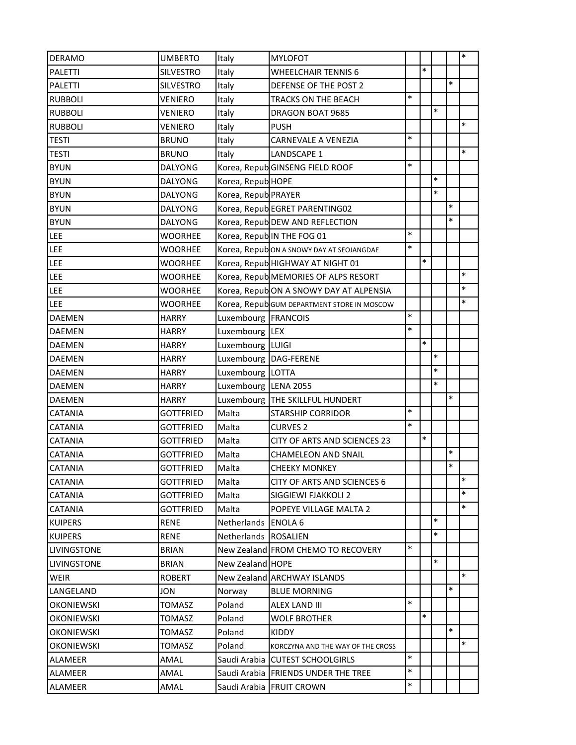| | | | | | | | | |
|---|---|---|---|---|---|---|---|---|
| DERAMO | UMBERTO | Italy | MYLOFOT | | | | | * |
| PALETTI | SILVESTRO | Italy | WHEELCHAIR TENNIS 6 | | * | | | |
| PALETTI | SILVESTRO | Italy | DEFENSE OF THE POST 2 | | | | * | |
| RUBBOLI | VENIERO | Italy | TRACKS ON THE BEACH | * | | | | |
| RUBBOLI | VENIERO | Italy | DRAGON BOAT 9685 | | | * | | |
| RUBBOLI | VENIERO | Italy | PUSH | | | | | * |
| TESTI | BRUNO | Italy | CARNEVALE A VENEZIA | * | | | | |
| TESTI | BRUNO | Italy | LANDSCAPE 1 | | | | | * |
| BYUN | DALYONG | Korea, Repub | GINSENG FIELD ROOF | * | | | | |
| BYUN | DALYONG | Korea, Repub | HOPE | | | * | | |
| BYUN | DALYONG | Korea, Repub | PRAYER | | | * | | |
| BYUN | DALYONG | Korea, Repub | EGRET PARENTING02 | | | | * | |
| BYUN | DALYONG | Korea, Repub | DEW AND REFLECTION | | | | * | |
| LEE | WOORHEE | Korea, Repub | IN THE FOG 01 | * | | | | |
| LEE | WOORHEE | Korea, Repub | ON A SNOWY DAY AT SEOJANGDAE | * | | | | |
| LEE | WOORHEE | Korea, Repub | HIGHWAY AT NIGHT 01 | | * | | | |
| LEE | WOORHEE | Korea, Repub | MEMORIES OF ALPS RESORT | | | | | * |
| LEE | WOORHEE | Korea, Repub | ON A SNOWY DAY AT ALPENSIA | | | | | * |
| LEE | WOORHEE | Korea, Repub | GUM DEPARTMENT STORE IN MOSCOW | | | | | * |
| DAEMEN | HARRY | Luxembourg | FRANCOIS | * | | | | |
| DAEMEN | HARRY | Luxembourg | LEX | * | | | | |
| DAEMEN | HARRY | Luxembourg | LUIGI | | * | | | |
| DAEMEN | HARRY | Luxembourg | DAG-FERENE | | | * | | |
| DAEMEN | HARRY | Luxembourg | LOTTA | | | * | | |
| DAEMEN | HARRY | Luxembourg | LENA 2055 | | | * | | |
| DAEMEN | HARRY | Luxembourg | THE SKILLFUL HUNDERT | | | | * | |
| CATANIA | GOTTFRIED | Malta | STARSHIP CORRIDOR | * | | | | |
| CATANIA | GOTTFRIED | Malta | CURVES 2 | * | | | | |
| CATANIA | GOTTFRIED | Malta | CITY OF ARTS AND SCIENCES 23 | | * | | | |
| CATANIA | GOTTFRIED | Malta | CHAMELEON AND SNAIL | | | | * | |
| CATANIA | GOTTFRIED | Malta | CHEEKY MONKEY | | | | * | |
| CATANIA | GOTTFRIED | Malta | CITY OF ARTS AND SCIENCES 6 | | | | | * |
| CATANIA | GOTTFRIED | Malta | SIGGIEWI FJAKKOLI 2 | | | | | * |
| CATANIA | GOTTFRIED | Malta | POPEYE VILLAGE MALTA 2 | | | | | * |
| KUIPERS | RENE | Netherlands | ENOLA 6 | | | * | | |
| KUIPERS | RENE | Netherlands | ROSALIEN | | | * | | |
| LIVINGSTONE | BRIAN | New Zealand | FROM CHEMO TO RECOVERY | * | | | | |
| LIVINGSTONE | BRIAN | New Zealand | HOPE | | | * | | |
| WEIR | ROBERT | New Zealand | ARCHWAY ISLANDS | | | | | * |
| LANGELAND | JON | Norway | BLUE MORNING | | | | * | |
| OKONIEWSKI | TOMASZ | Poland | ALEX LAND III | * | | | | |
| OKONIEWSKI | TOMASZ | Poland | WOLF BROTHER | | * | | | |
| OKONIEWSKI | TOMASZ | Poland | KIDDY | | | | * | |
| OKONIEWSKI | TOMASZ | Poland | KORCZYNA AND THE WAY OF THE CROSS | | | | | * |
| ALAMEER | AMAL | Saudi Arabia | CUTEST SCHOOLGIRLS | * | | | | |
| ALAMEER | AMAL | Saudi Arabia | FRIENDS UNDER THE TREE | * | | | | |
| ALAMEER | AMAL | Saudi Arabia | FRUIT CROWN | * | | | | |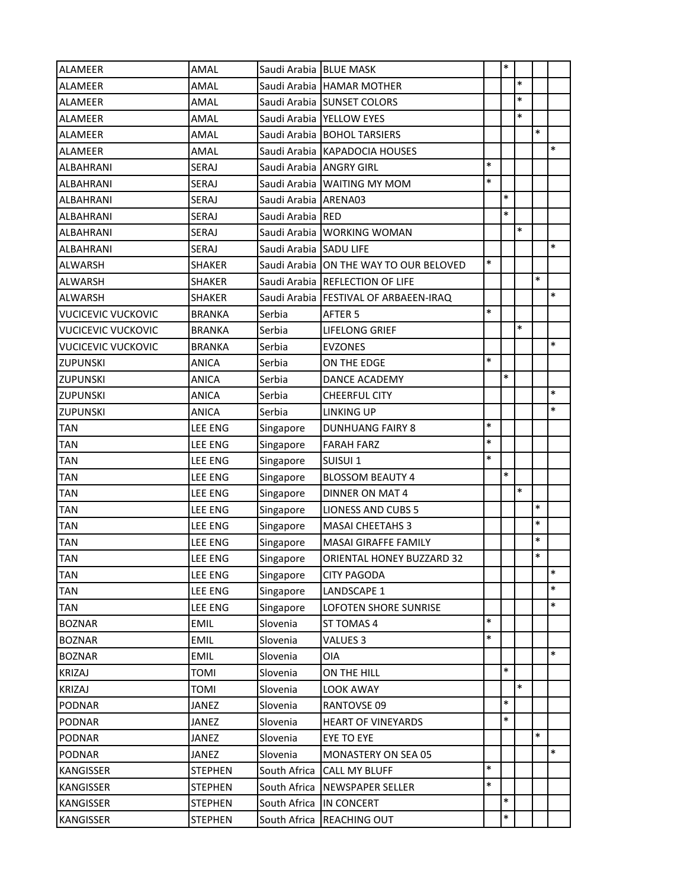| | | | | | | | | |
|---|---|---|---|---|---|---|---|---|
| ALAMEER | AMAL | Saudi Arabia | BLUE MASK | | * | | | |
| ALAMEER | AMAL | Saudi Arabia | HAMAR MOTHER | | | * | | |
| ALAMEER | AMAL | Saudi Arabia | SUNSET COLORS | | | * | | |
| ALAMEER | AMAL | Saudi Arabia | YELLOW EYES | | | * | | |
| ALAMEER | AMAL | Saudi Arabia | BOHOL TARSIERS | | | | * | |
| ALAMEER | AMAL | Saudi Arabia | KAPADOCIA HOUSES | | | | | * |
| ALBAHRANI | SERAJ | Saudi Arabia | ANGRY GIRL | * | | | | |
| ALBAHRANI | SERAJ | Saudi Arabia | WAITING MY MOM | * | | | | |
| ALBAHRANI | SERAJ | Saudi Arabia | ARENA03 | | * | | | |
| ALBAHRANI | SERAJ | Saudi Arabia | RED | | * | | | |
| ALBAHRANI | SERAJ | Saudi Arabia | WORKING WOMAN | | | * | | |
| ALBAHRANI | SERAJ | Saudi Arabia | SADU LIFE | | | | | * |
| ALWARSH | SHAKER | Saudi Arabia | ON THE WAY TO OUR BELOVED | * | | | | |
| ALWARSH | SHAKER | Saudi Arabia | REFLECTION OF LIFE | | | | * | |
| ALWARSH | SHAKER | Saudi Arabia | FESTIVAL OF ARBAEEN-IRAQ | | | | | * |
| VUCICEVIC VUCKOVIC | BRANKA | Serbia | AFTER 5 | * | | | | |
| VUCICEVIC VUCKOVIC | BRANKA | Serbia | LIFELONG GRIEF | | | * | | |
| VUCICEVIC VUCKOVIC | BRANKA | Serbia | EVZONES | | | | | * |
| ZUPUNSKI | ANICA | Serbia | ON THE EDGE | * | | | | |
| ZUPUNSKI | ANICA | Serbia | DANCE ACADEMY | | * | | | |
| ZUPUNSKI | ANICA | Serbia | CHEERFUL CITY | | | | | * |
| ZUPUNSKI | ANICA | Serbia | LINKING UP | | | | | * |
| TAN | LEE ENG | Singapore | DUNHUANG FAIRY 8 | * | | | | |
| TAN | LEE ENG | Singapore | FARAH FARZ | * | | | | |
| TAN | LEE ENG | Singapore | SUISUI 1 | * | | | | |
| TAN | LEE ENG | Singapore | BLOSSOM BEAUTY 4 | | * | | | |
| TAN | LEE ENG | Singapore | DINNER ON MAT 4 | | | * | | |
| TAN | LEE ENG | Singapore | LIONESS AND CUBS 5 | | | | * | |
| TAN | LEE ENG | Singapore | MASAI CHEETAHS 3 | | | | * | |
| TAN | LEE ENG | Singapore | MASAI GIRAFFE FAMILY | | | | * | |
| TAN | LEE ENG | Singapore | ORIENTAL HONEY BUZZARD 32 | | | | * | |
| TAN | LEE ENG | Singapore | CITY PAGODA | | | | | * |
| TAN | LEE ENG | Singapore | LANDSCAPE 1 | | | | | * |
| TAN | LEE ENG | Singapore | LOFOTEN SHORE SUNRISE | | | | | * |
| BOZNAR | EMIL | Slovenia | ST TOMAS 4 | * | | | | |
| BOZNAR | EMIL | Slovenia | VALUES 3 | * | | | | |
| BOZNAR | EMIL | Slovenia | OIA | | | | | * |
| KRIZAJ | TOMI | Slovenia | ON THE HILL | | * | | | |
| KRIZAJ | TOMI | Slovenia | LOOK AWAY | | | * | | |
| PODNAR | JANEZ | Slovenia | RANTOVSE 09 | | * | | | |
| PODNAR | JANEZ | Slovenia | HEART OF VINEYARDS | | * | | | |
| PODNAR | JANEZ | Slovenia | EYE TO EYE | | | | * | |
| PODNAR | JANEZ | Slovenia | MONASTERY ON SEA 05 | | | | | * |
| KANGISSER | STEPHEN | South Africa | CALL MY BLUFF | * | | | | |
| KANGISSER | STEPHEN | South Africa | NEWSPAPER SELLER | * | | | | |
| KANGISSER | STEPHEN | South Africa | IN CONCERT | | * | | | |
| KANGISSER | STEPHEN | South Africa | REACHING OUT | | * | | | |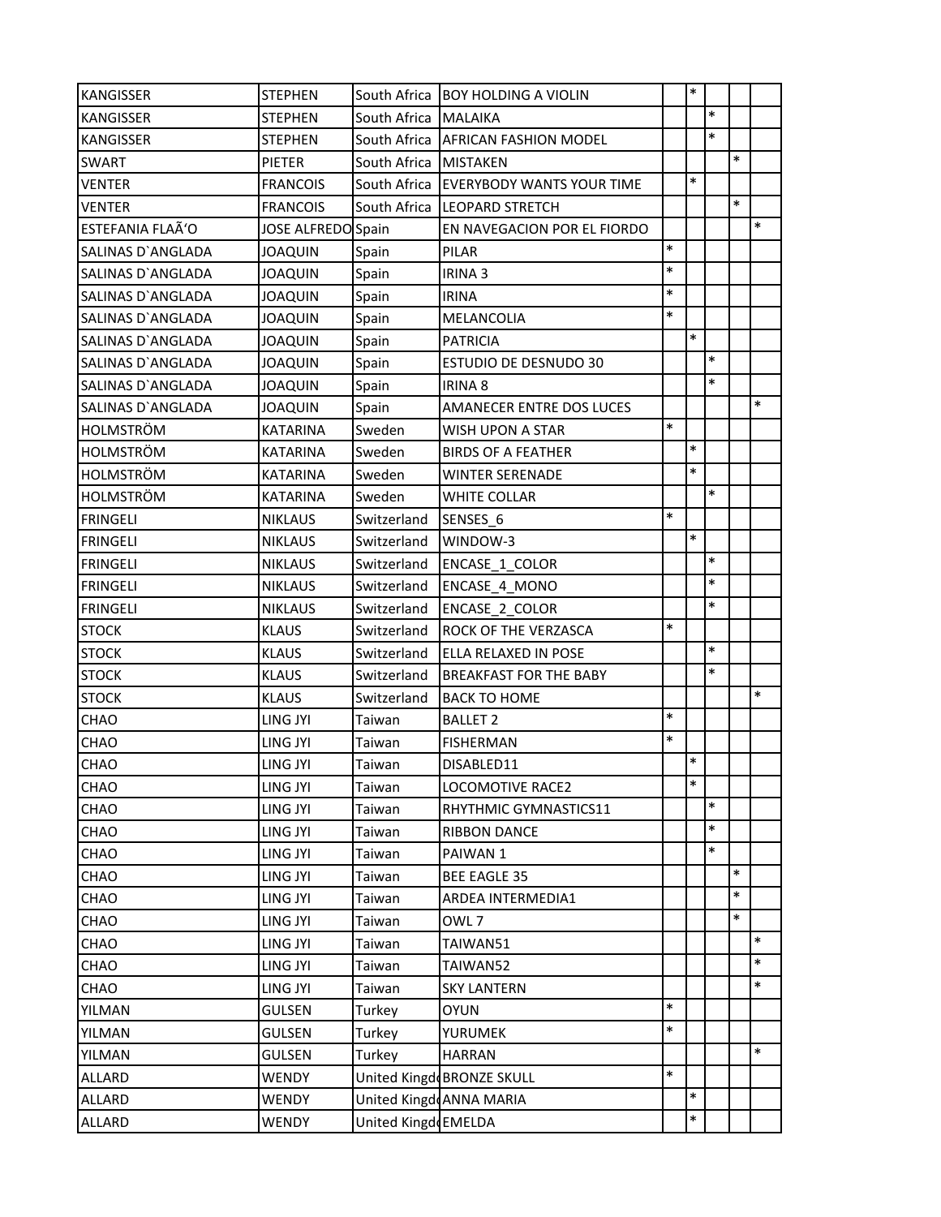| | | | | | | | | |
|---|---|---|---|---|---|---|---|---|
| KANGISSER | STEPHEN | South Africa | BOY HOLDING A VIOLIN | | * | | | |
| KANGISSER | STEPHEN | South Africa | MALAIKA | | | * | | |
| KANGISSER | STEPHEN | South Africa | AFRICAN FASHION MODEL | | | * | | |
| SWART | PIETER | South Africa | MISTAKEN | | | | * | |
| VENTER | FRANCOIS | South Africa | EVERYBODY WANTS YOUR TIME | | * | | | |
| VENTER | FRANCOIS | South Africa | LEOPARD STRETCH | | | | * | |
| ESTEFANIA FLAÃ'O | JOSE ALFREDO | Spain | EN NAVEGACION POR EL FIORDO | | | | | * |
| SALINAS D`ANGLADA | JOAQUIN | Spain | PILAR | * | | | | |
| SALINAS D`ANGLADA | JOAQUIN | Spain | IRINA 3 | * | | | | |
| SALINAS D`ANGLADA | JOAQUIN | Spain | IRINA | * | | | | |
| SALINAS D`ANGLADA | JOAQUIN | Spain | MELANCOLIA | * | | | | |
| SALINAS D`ANGLADA | JOAQUIN | Spain | PATRICIA | | * | | | |
| SALINAS D`ANGLADA | JOAQUIN | Spain | ESTUDIO DE DESNUDO 30 | | | * | | |
| SALINAS D`ANGLADA | JOAQUIN | Spain | IRINA 8 | | | * | | |
| SALINAS D`ANGLADA | JOAQUIN | Spain | AMANECER ENTRE DOS LUCES | | | | | * |
| HOLMSTRÖM | KATARINA | Sweden | WISH UPON A STAR | * | | | | |
| HOLMSTRÖM | KATARINA | Sweden | BIRDS OF A FEATHER | | * | | | |
| HOLMSTRÖM | KATARINA | Sweden | WINTER SERENADE | | * | | | |
| HOLMSTRÖM | KATARINA | Sweden | WHITE COLLAR | | | * | | |
| FRINGELI | NIKLAUS | Switzerland | SENSES_6 | * | | | | |
| FRINGELI | NIKLAUS | Switzerland | WINDOW-3 | | * | | | |
| FRINGELI | NIKLAUS | Switzerland | ENCASE_1_COLOR | | | * | | |
| FRINGELI | NIKLAUS | Switzerland | ENCASE_4_MONO | | | * | | |
| FRINGELI | NIKLAUS | Switzerland | ENCASE_2_COLOR | | | * | | |
| STOCK | KLAUS | Switzerland | ROCK OF THE VERZASCA | * | | | | |
| STOCK | KLAUS | Switzerland | ELLA RELAXED IN POSE | | | * | | |
| STOCK | KLAUS | Switzerland | BREAKFAST FOR THE BABY | | | * | | |
| STOCK | KLAUS | Switzerland | BACK TO HOME | | | | | * |
| CHAO | LING JYI | Taiwan | BALLET 2 | * | | | | |
| CHAO | LING JYI | Taiwan | FISHERMAN | * | | | | |
| CHAO | LING JYI | Taiwan | DISABLED11 | | * | | | |
| CHAO | LING JYI | Taiwan | LOCOMOTIVE RACE2 | | * | | | |
| CHAO | LING JYI | Taiwan | RHYTHMIC GYMNASTICS11 | | | * | | |
| CHAO | LING JYI | Taiwan | RIBBON DANCE | | | * | | |
| CHAO | LING JYI | Taiwan | PAIWAN 1 | | | * | | |
| CHAO | LING JYI | Taiwan | BEE EAGLE 35 | | | | * | |
| CHAO | LING JYI | Taiwan | ARDEA INTERMEDIA1 | | | | * | |
| CHAO | LING JYI | Taiwan | OWL 7 | | | | * | |
| CHAO | LING JYI | Taiwan | TAIWAN51 | | | | | * |
| CHAO | LING JYI | Taiwan | TAIWAN52 | | | | | * |
| CHAO | LING JYI | Taiwan | SKY LANTERN | | | | | * |
| YILMAN | GULSEN | Turkey | OYUN | * | | | | |
| YILMAN | GULSEN | Turkey | YURUMEK | * | | | | |
| YILMAN | GULSEN | Turkey | HARRAN | | | | | * |
| ALLARD | WENDY | United Kingdo | BRONZE SKULL | * | | | | |
| ALLARD | WENDY | United Kingdo | ANNA MARIA | | * | | | |
| ALLARD | WENDY | United Kingdo | EMELDA | | * | | | |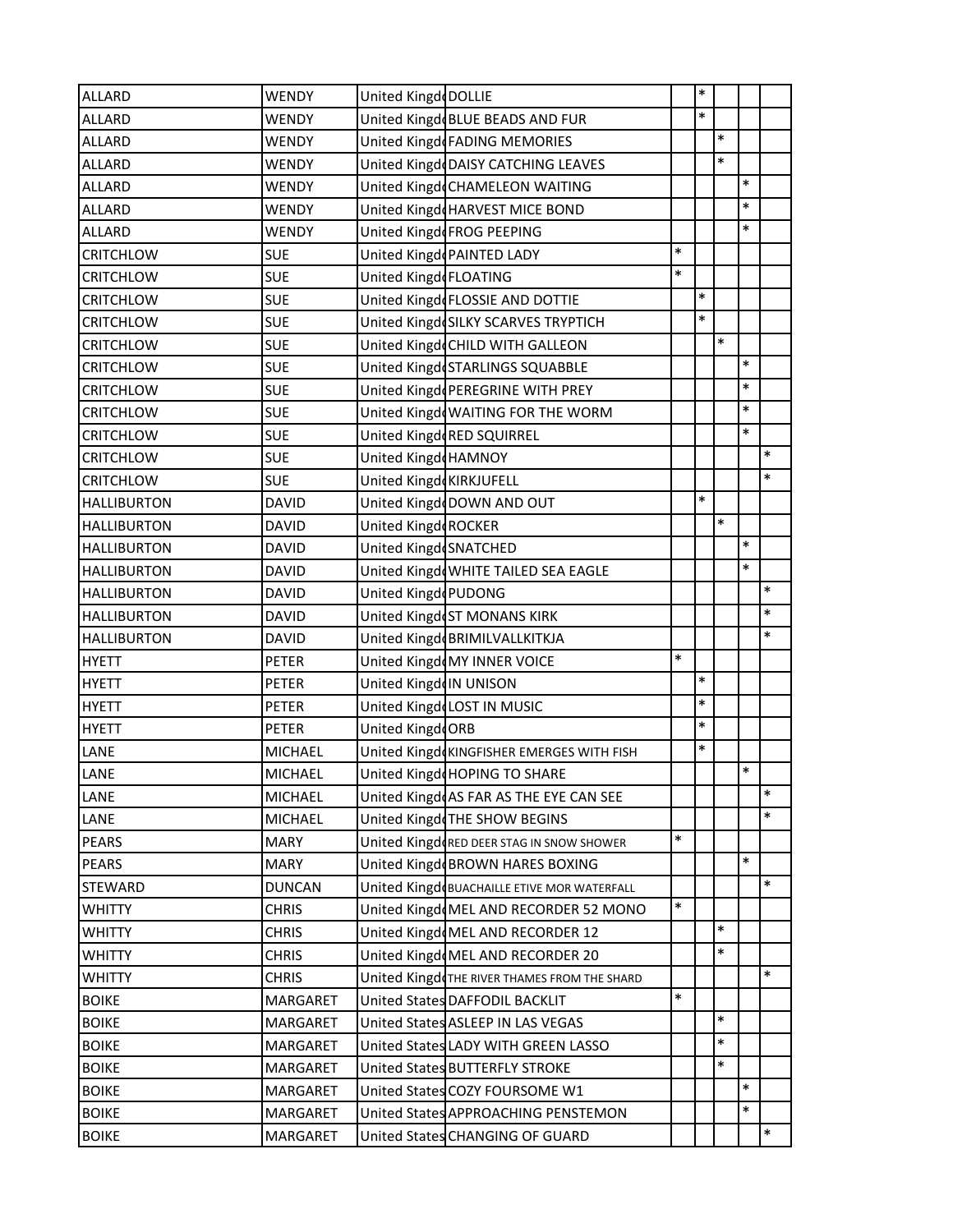| | | | | | | | | |
|---|---|---|---|---|---|---|---|---|
| ALLARD | WENDY | United Kingd | DOLLIE | | * | | | |
| ALLARD | WENDY | United Kingd | BLUE BEADS AND FUR | | * | | | |
| ALLARD | WENDY | United Kingd | FADING MEMORIES | | | * | | |
| ALLARD | WENDY | United Kingd | DAISY CATCHING LEAVES | | | * | | |
| ALLARD | WENDY | United Kingd | CHAMELEON WAITING | | | | * | |
| ALLARD | WENDY | United Kingd | HARVEST MICE BOND | | | | * | |
| ALLARD | WENDY | United Kingd | FROG PEEPING | | | | * | |
| CRITCHLOW | SUE | United Kingd | PAINTED LADY | * | | | | |
| CRITCHLOW | SUE | United Kingd | FLOATING | * | | | | |
| CRITCHLOW | SUE | United Kingd | FLOSSIE AND DOTTIE | | * | | | |
| CRITCHLOW | SUE | United Kingd | SILKY SCARVES TRYPTICH | | * | | | |
| CRITCHLOW | SUE | United Kingd | CHILD WITH GALLEON | | | * | | |
| CRITCHLOW | SUE | United Kingd | STARLINGS SQUABBLE | | | | * | |
| CRITCHLOW | SUE | United Kingd | PEREGRINE WITH PREY | | | | * | |
| CRITCHLOW | SUE | United Kingd | WAITING FOR THE WORM | | | | * | |
| CRITCHLOW | SUE | United Kingd | RED SQUIRREL | | | | * | |
| CRITCHLOW | SUE | United Kingd | HAMNOY | | | | | * |
| CRITCHLOW | SUE | United Kingd | KIRKJUFELL | | | | | * |
| HALLIBURTON | DAVID | United Kingd | DOWN AND OUT | | * | | | |
| HALLIBURTON | DAVID | United Kingd | ROCKER | | | * | | |
| HALLIBURTON | DAVID | United Kingd | SNATCHED | | | | * | |
| HALLIBURTON | DAVID | United Kingd | WHITE TAILED SEA EAGLE | | | | * | |
| HALLIBURTON | DAVID | United Kingd | PUDONG | | | | | * |
| HALLIBURTON | DAVID | United Kingd | ST MONANS KIRK | | | | | * |
| HALLIBURTON | DAVID | United Kingd | BRIMILVALLKITKJA | | | | | * |
| HYETT | PETER | United Kingd | MY INNER VOICE | * | | | | |
| HYETT | PETER | United Kingd | IN UNISON | | * | | | |
| HYETT | PETER | United Kingd | LOST IN MUSIC | | * | | | |
| HYETT | PETER | United Kingd | ORB | | * | | | |
| LANE | MICHAEL | United Kingd | KINGFISHER EMERGES WITH FISH | | * | | | |
| LANE | MICHAEL | United Kingd | HOPING TO SHARE | | | | * | |
| LANE | MICHAEL | United Kingd | AS FAR AS THE EYE CAN SEE | | | | | * |
| LANE | MICHAEL | United Kingd | THE SHOW BEGINS | | | | | * |
| PEARS | MARY | United Kingd | RED DEER STAG IN SNOW SHOWER | * | | | | |
| PEARS | MARY | United Kingd | BROWN HARES BOXING | | | | * | |
| STEWARD | DUNCAN | United Kingd | BUACHAILLE ETIVE MOR WATERFALL | | | | | * |
| WHITTY | CHRIS | United Kingd | MEL AND RECORDER 52 MONO | * | | | | |
| WHITTY | CHRIS | United Kingd | MEL AND RECORDER 12 | | | * | | |
| WHITTY | CHRIS | United Kingd | MEL AND RECORDER 20 | | | * | | |
| WHITTY | CHRIS | United Kingd | THE RIVER THAMES FROM THE SHARD | | | | | * |
| BOIKE | MARGARET | United States | DAFFODIL BACKLIT | * | | | | |
| BOIKE | MARGARET | United States | ASLEEP IN LAS VEGAS | | | * | | |
| BOIKE | MARGARET | United States | LADY WITH GREEN LASSO | | | * | | |
| BOIKE | MARGARET | United States | BUTTERFLY STROKE | | | * | | |
| BOIKE | MARGARET | United States | COZY FOURSOME W1 | | | | * | |
| BOIKE | MARGARET | United States | APPROACHING PENSTEMON | | | | * | |
| BOIKE | MARGARET | United States | CHANGING OF GUARD | | | | | * |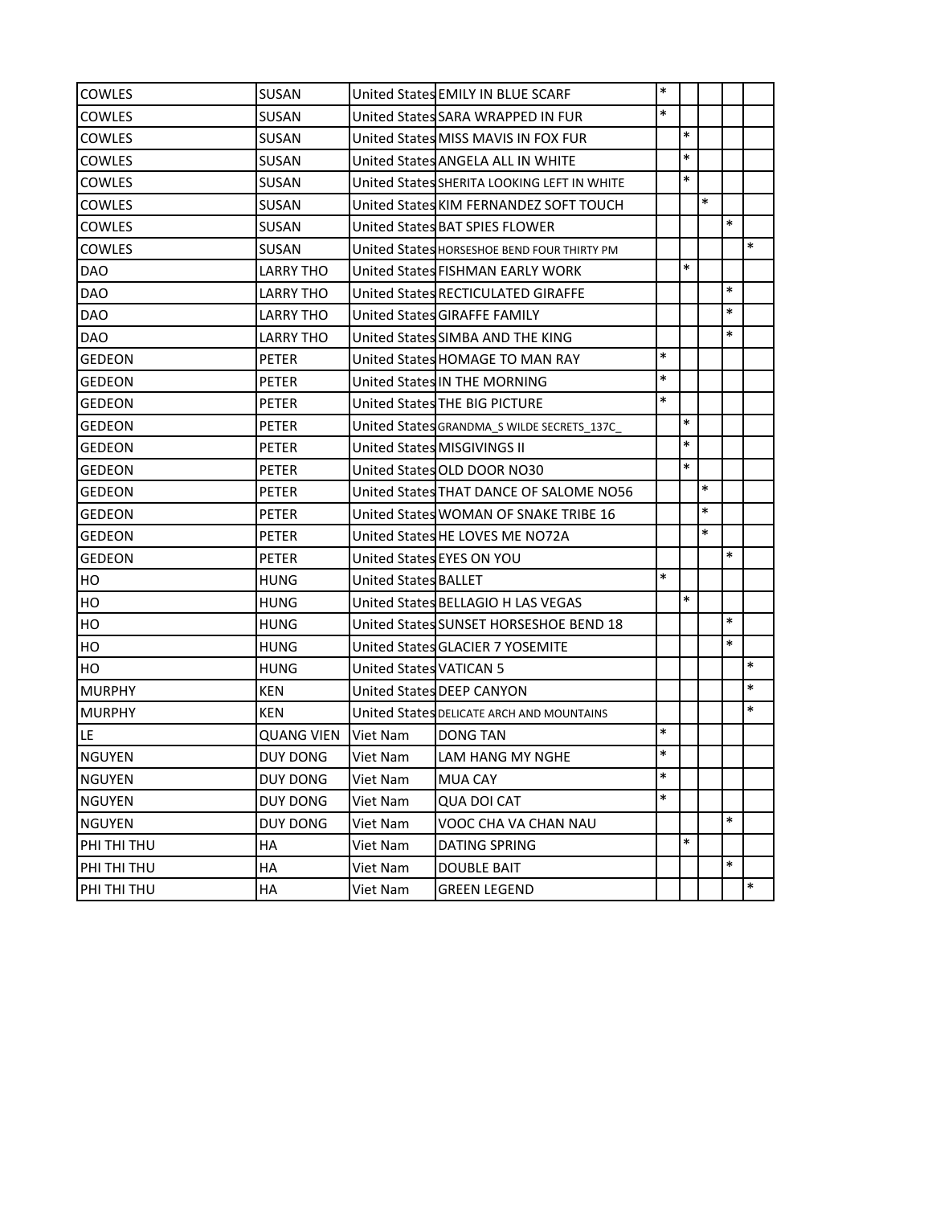| | | | | | | | | |
|---|---|---|---|---|---|---|---|---|
| COWLES | SUSAN | United States | EMILY IN BLUE SCARF | * | | | | |
| COWLES | SUSAN | United States | SARA WRAPPED IN FUR | * | | | | |
| COWLES | SUSAN | United States | MISS MAVIS IN FOX FUR | | * | | | |
| COWLES | SUSAN | United States | ANGELA ALL IN WHITE | | * | | | |
| COWLES | SUSAN | United States | SHERITA LOOKING LEFT IN WHITE | | * | | | |
| COWLES | SUSAN | United States | KIM FERNANDEZ SOFT TOUCH | | | * | | |
| COWLES | SUSAN | United States | BAT SPIES FLOWER | | | | * | |
| COWLES | SUSAN | United States | HORSESHOE BEND FOUR THIRTY PM | | | | | * |
| DAO | LARRY THO | United States | FISHMAN EARLY WORK | | * | | | |
| DAO | LARRY THO | United States | RECTICULATED GIRAFFE | | | | * | |
| DAO | LARRY THO | United States | GIRAFFE FAMILY | | | | * | |
| DAO | LARRY THO | United States | SIMBA AND THE KING | | | | * | |
| GEDEON | PETER | United States | HOMAGE TO MAN RAY | * | | | | |
| GEDEON | PETER | United States | IN THE MORNING | * | | | | |
| GEDEON | PETER | United States | THE BIG PICTURE | * | | | | |
| GEDEON | PETER | United States | GRANDMA_S WILDE SECRETS_137C_ | | * | | | |
| GEDEON | PETER | United States | MISGIVINGS II | | * | | | |
| GEDEON | PETER | United States | OLD DOOR NO30 | | * | | | |
| GEDEON | PETER | United States | THAT DANCE OF SALOME NO56 | | | * | | |
| GEDEON | PETER | United States | WOMAN OF SNAKE TRIBE 16 | | | * | | |
| GEDEON | PETER | United States | HE LOVES ME NO72A | | | * | | |
| GEDEON | PETER | United States | EYES ON YOU | | | | * | |
| HO | HUNG | United States | BALLET | * | | | | |
| HO | HUNG | United States | BELLAGIO H LAS VEGAS | | * | | | |
| HO | HUNG | United States | SUNSET HORSESHOE BEND 18 | | | | * | |
| HO | HUNG | United States | GLACIER 7 YOSEMITE | | | | * | |
| HO | HUNG | United States | VATICAN 5 | | | | | * |
| MURPHY | KEN | United States | DEEP CANYON | | | | | * |
| MURPHY | KEN | United States | DELICATE ARCH AND MOUNTAINS | | | | | * |
| LE | QUANG VIEN | Viet Nam | DONG TAN | * | | | | |
| NGUYEN | DUY DONG | Viet Nam | LAM HANG MY NGHE | * | | | | |
| NGUYEN | DUY DONG | Viet Nam | MUA CAY | * | | | | |
| NGUYEN | DUY DONG | Viet Nam | QUA DOI CAT | * | | | | |
| NGUYEN | DUY DONG | Viet Nam | VOOC CHA VA CHAN NAU | | | | * | |
| PHI THI THU | HA | Viet Nam | DATING SPRING | | * | | | |
| PHI THI THU | HA | Viet Nam | DOUBLE BAIT | | | | * | |
| PHI THI THU | HA | Viet Nam | GREEN LEGEND | | | | | * |